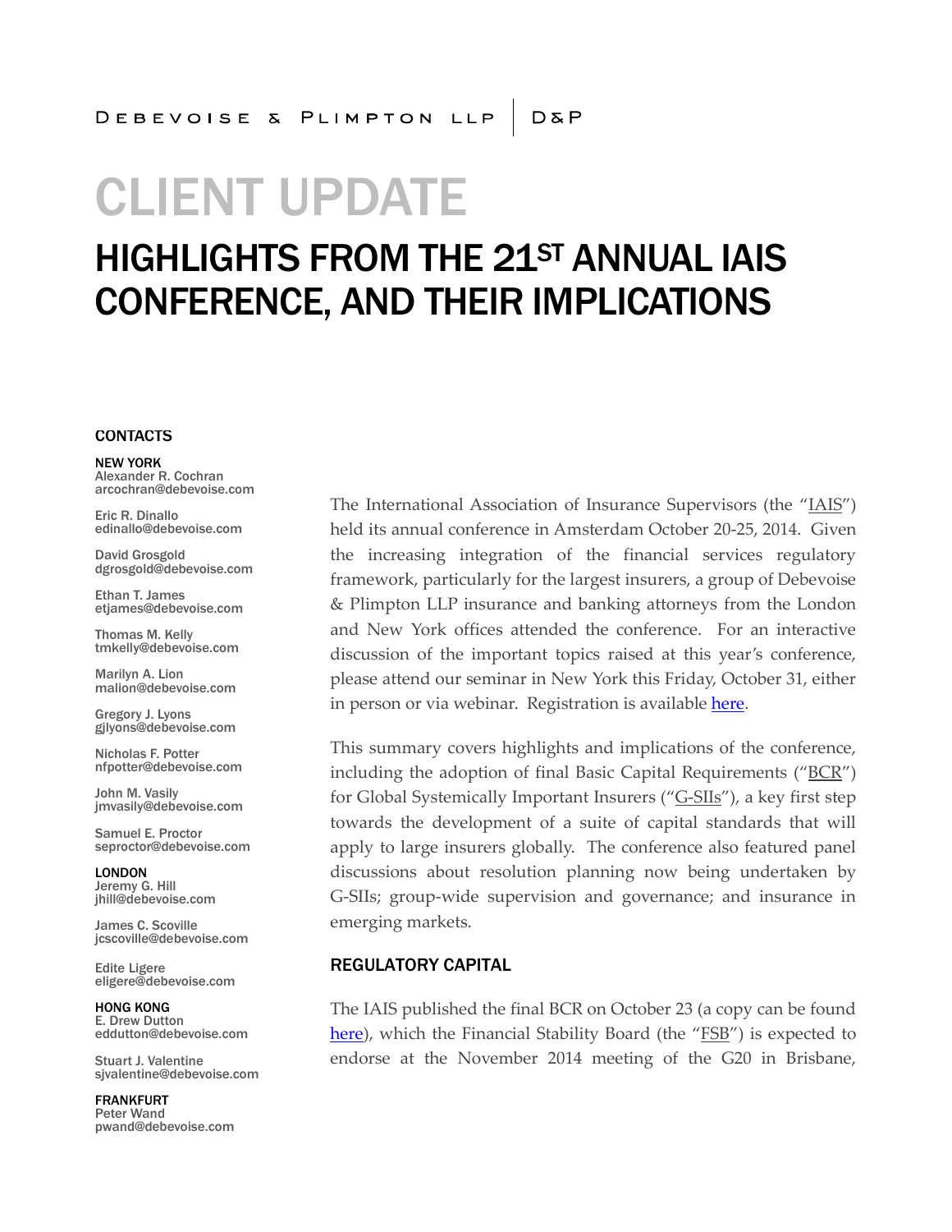DEBEVOISE & PLIMPTON LLP | D&P

# CLIENT UPDATE

## HIGHLIGHTS FROM THE 21ST ANNUAL IAIS CONFERENCE, AND THEIR IMPLICATIONS

**CONTACTS**

**NEW YORK**
Alexander R. Cochran
arcochran@debevoise.com

Eric R. Dinallo
edinallo@debevoise.com

David Grosgold
dgrosgold@debevoise.com

Ethan T. James
etjames@debevoise.com

Thomas M. Kelly
tmkelly@debevoise.com

Marilyn A. Lion
malion@debevoise.com

Gregory J. Lyons
gjlyons@debevoise.com

Nicholas F. Potter
nfpotter@debevoise.com

John M. Vasily
jmvasily@debevoise.com

Samuel E. Proctor
seproctor@debevoise.com

**LONDON**
Jeremy G. Hill
jhill@debevoise.com

James C. Scoville
jcscoville@debevoise.com

Edite Ligere
eligere@debevoise.com

**HONG KONG**
E. Drew Dutton
eddutton@debevoise.com

Stuart J. Valentine
sjvalentine@debevoise.com

**FRANKFURT**
Peter Wand
pwand@debevoise.com

The International Association of Insurance Supervisors (the "IAIS") held its annual conference in Amsterdam October 20-25, 2014. Given the increasing integration of the financial services regulatory framework, particularly for the largest insurers, a group of Debevoise & Plimpton LLP insurance and banking attorneys from the London and New York offices attended the conference. For an interactive discussion of the important topics raised at this year's conference, please attend our seminar in New York this Friday, October 31, either in person or via webinar. Registration is available here.

This summary covers highlights and implications of the conference, including the adoption of final Basic Capital Requirements ("BCR") for Global Systemically Important Insurers ("G-SIIs"), a key first step towards the development of a suite of capital standards that will apply to large insurers globally. The conference also featured panel discussions about resolution planning now being undertaken by G-SIIs; group-wide supervision and governance; and insurance in emerging markets.

### REGULATORY CAPITAL

The IAIS published the final BCR on October 23 (a copy can be found here), which the Financial Stability Board (the "FSB") is expected to endorse at the November 2014 meeting of the G20 in Brisbane,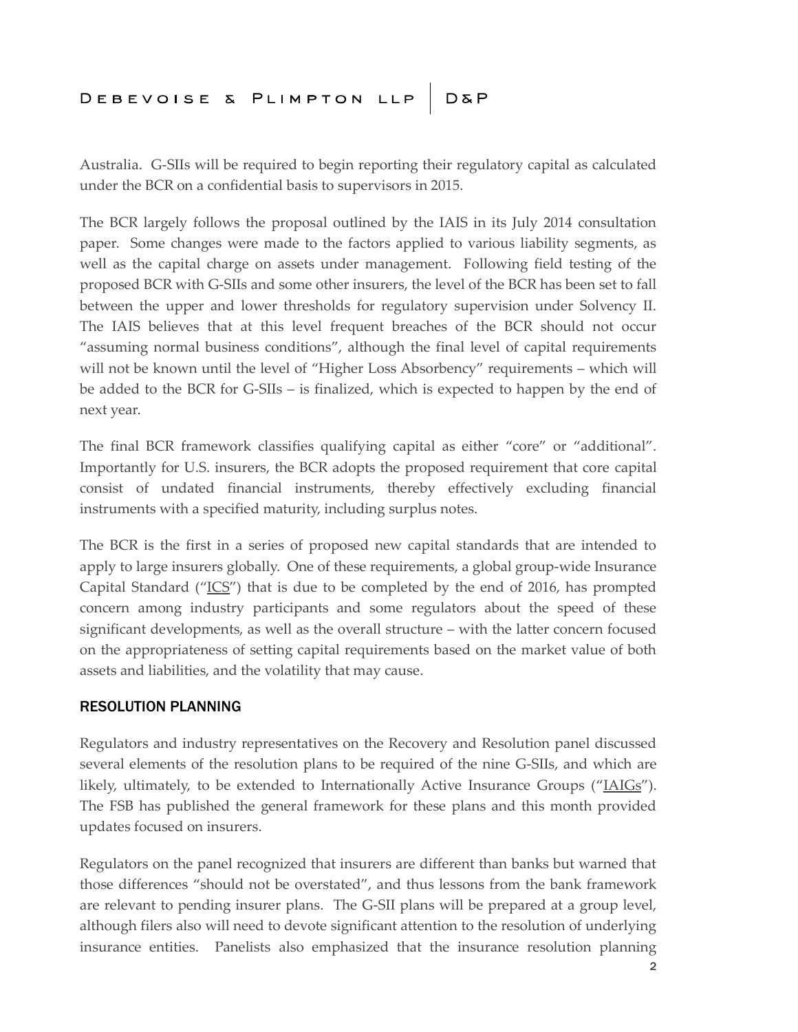Australia. G-SIIs will be required to begin reporting their regulatory capital as calculated under the BCR on a confidential basis to supervisors in 2015.

The BCR largely follows the proposal outlined by the IAIS in its July 2014 consultation paper. Some changes were made to the factors applied to various liability segments, as well as the capital charge on assets under management. Following field testing of the proposed BCR with G-SIIs and some other insurers, the level of the BCR has been set to fall between the upper and lower thresholds for regulatory supervision under Solvency II. The IAIS believes that at this level frequent breaches of the BCR should not occur "assuming normal business conditions", although the final level of capital requirements will not be known until the level of "Higher Loss Absorbency" requirements – which will be added to the BCR for G-SIIs – is finalized, which is expected to happen by the end of next year.

The final BCR framework classifies qualifying capital as either "core" or "additional". Importantly for U.S. insurers, the BCR adopts the proposed requirement that core capital consist of undated financial instruments, thereby effectively excluding financial instruments with a specified maturity, including surplus notes.

The BCR is the first in a series of proposed new capital standards that are intended to apply to large insurers globally. One of these requirements, a global group-wide Insurance Capital Standard ("ICS") that is due to be completed by the end of 2016, has prompted concern among industry participants and some regulators about the speed of these significant developments, as well as the overall structure – with the latter concern focused on the appropriateness of setting capital requirements based on the market value of both assets and liabilities, and the volatility that may cause.

## RESOLUTION PLANNING

Regulators and industry representatives on the Recovery and Resolution panel discussed several elements of the resolution plans to be required of the nine G-SIIs, and which are likely, ultimately, to be extended to Internationally Active Insurance Groups ("IAIGs"). The FSB has published the general framework for these plans and this month provided updates focused on insurers.

Regulators on the panel recognized that insurers are different than banks but warned that those differences "should not be overstated", and thus lessons from the bank framework are relevant to pending insurer plans. The G-SII plans will be prepared at a group level, although filers also will need to devote significant attention to the resolution of underlying insurance entities. Panelists also emphasized that the insurance resolution planning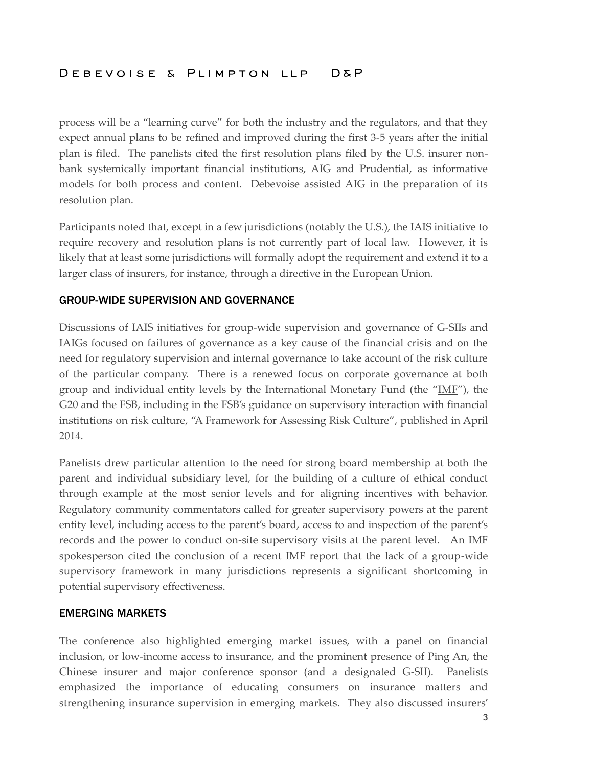process will be a "learning curve" for both the industry and the regulators, and that they expect annual plans to be refined and improved during the first 3-5 years after the initial plan is filed. The panelists cited the first resolution plans filed by the U.S. insurer non-bank systemically important financial institutions, AIG and Prudential, as informative models for both process and content. Debevoise assisted AIG in the preparation of its resolution plan.

Participants noted that, except in a few jurisdictions (notably the U.S.), the IAIS initiative to require recovery and resolution plans is not currently part of local law. However, it is likely that at least some jurisdictions will formally adopt the requirement and extend it to a larger class of insurers, for instance, through a directive in the European Union.

## GROUP-WIDE SUPERVISION AND GOVERNANCE

Discussions of IAIS initiatives for group-wide supervision and governance of G-SIIs and IAIGs focused on failures of governance as a key cause of the financial crisis and on the need for regulatory supervision and internal governance to take account of the risk culture of the particular company. There is a renewed focus on corporate governance at both group and individual entity levels by the International Monetary Fund (the "IMF"), the G20 and the FSB, including in the FSB's guidance on supervisory interaction with financial institutions on risk culture, "A Framework for Assessing Risk Culture", published in April 2014.

Panelists drew particular attention to the need for strong board membership at both the parent and individual subsidiary level, for the building of a culture of ethical conduct through example at the most senior levels and for aligning incentives with behavior. Regulatory community commentators called for greater supervisory powers at the parent entity level, including access to the parent's board, access to and inspection of the parent's records and the power to conduct on-site supervisory visits at the parent level. An IMF spokesperson cited the conclusion of a recent IMF report that the lack of a group-wide supervisory framework in many jurisdictions represents a significant shortcoming in potential supervisory effectiveness.

## EMERGING MARKETS

The conference also highlighted emerging market issues, with a panel on financial inclusion, or low-income access to insurance, and the prominent presence of Ping An, the Chinese insurer and major conference sponsor (and a designated G-SII). Panelists emphasized the importance of educating consumers on insurance matters and strengthening insurance supervision in emerging markets. They also discussed insurers'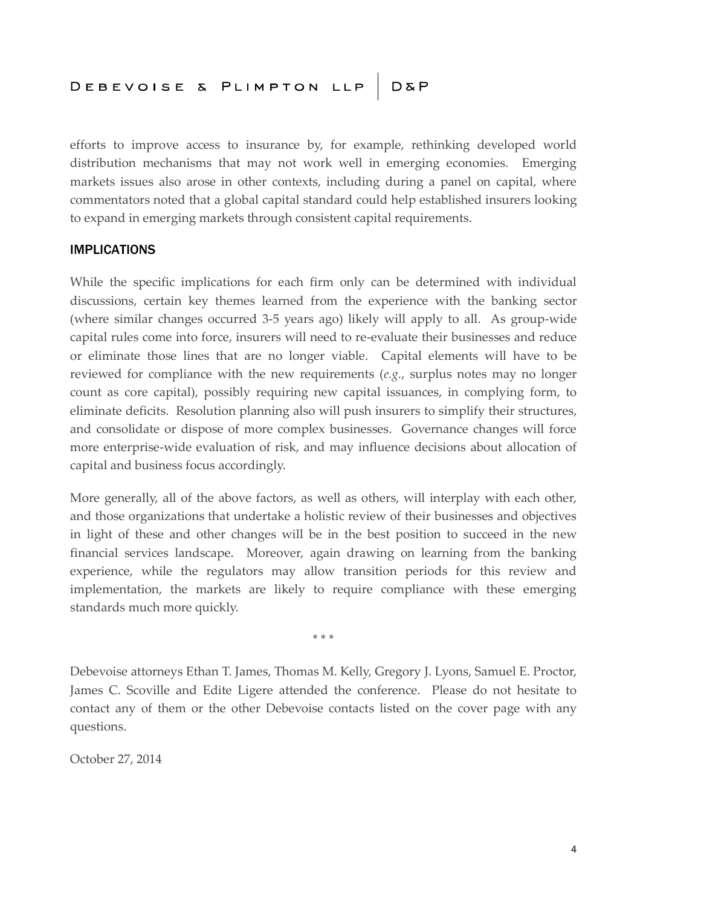efforts to improve access to insurance by, for example, rethinking developed world distribution mechanisms that may not work well in emerging economies. Emerging markets issues also arose in other contexts, including during a panel on capital, where commentators noted that a global capital standard could help established insurers looking to expand in emerging markets through consistent capital requirements.

## IMPLICATIONS

While the specific implications for each firm only can be determined with individual discussions, certain key themes learned from the experience with the banking sector (where similar changes occurred 3-5 years ago) likely will apply to all. As group-wide capital rules come into force, insurers will need to re-evaluate their businesses and reduce or eliminate those lines that are no longer viable. Capital elements will have to be reviewed for compliance with the new requirements (*e.g.*, surplus notes may no longer count as core capital), possibly requiring new capital issuances, in complying form, to eliminate deficits. Resolution planning also will push insurers to simplify their structures, and consolidate or dispose of more complex businesses. Governance changes will force more enterprise-wide evaluation of risk, and may influence decisions about allocation of capital and business focus accordingly.

More generally, all of the above factors, as well as others, will interplay with each other, and those organizations that undertake a holistic review of their businesses and objectives in light of these and other changes will be in the best position to succeed in the new financial services landscape. Moreover, again drawing on learning from the banking experience, while the regulators may allow transition periods for this review and implementation, the markets are likely to require compliance with these emerging standards much more quickly.

\* \* \*

Debevoise attorneys Ethan T. James, Thomas M. Kelly, Gregory J. Lyons, Samuel E. Proctor, James C. Scoville and Edite Ligere attended the conference. Please do not hesitate to contact any of them or the other Debevoise contacts listed on the cover page with any questions.

October 27, 2014